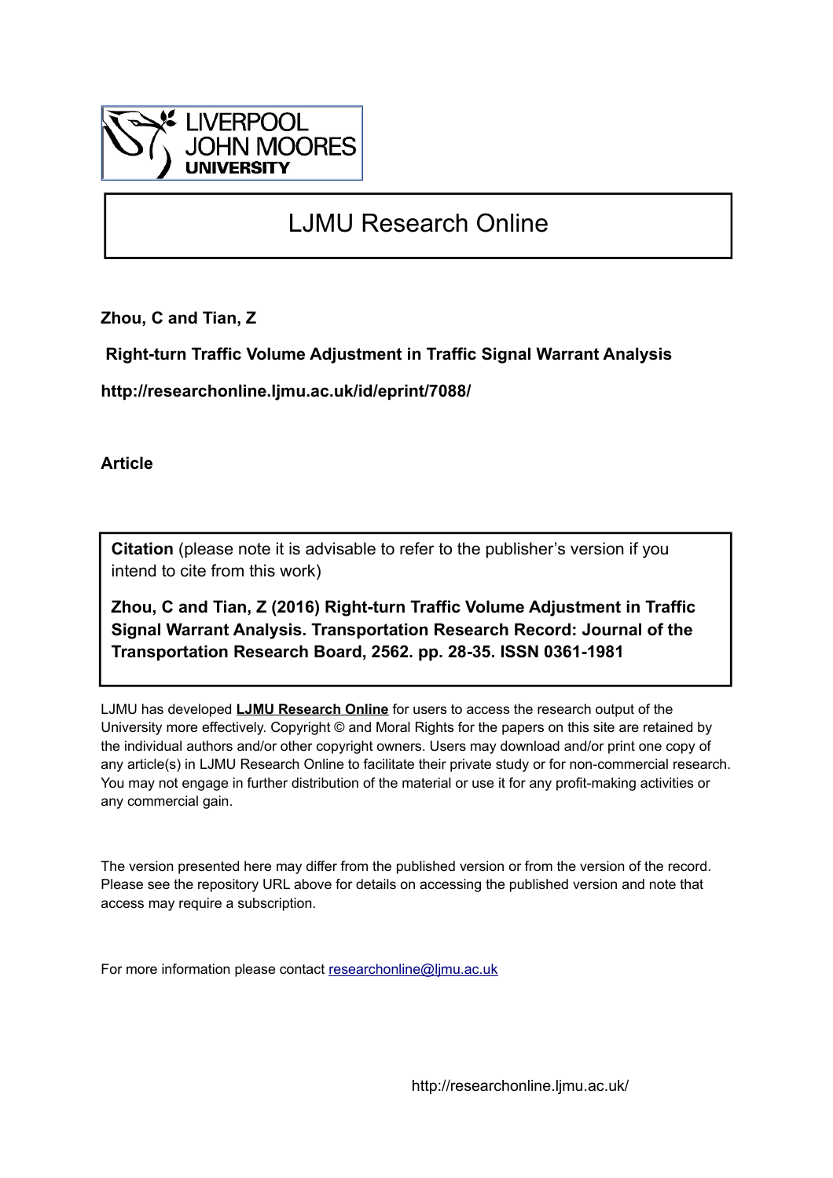LIVERPOOL JOHN MOORES UNIVERSITY

# LJMU Research Online

**Zhou, C and Tian, Z**

**Right-turn Traffic Volume Adjustment in Traffic Signal Warrant Analysis**

**http://researchonline.ljmu.ac.uk/id/eprint/7088/**

**Article**

**Citation** (please note it is advisable to refer to the publisher's version if you intend to cite from this work)

**Zhou, C and Tian, Z (2016) Right-turn Traffic Volume Adjustment in Traffic Signal Warrant Analysis. Transportation Research Record: Journal of the Transportation Research Board, 2562. pp. 28-35. ISSN 0361-1981**

LJMU has developed **LJMU Research Online** for users to access the research output of the University more effectively. Copyright © and Moral Rights for the papers on this site are retained by the individual authors and/or other copyright owners. Users may download and/or print one copy of any article(s) in LJMU Research Online to facilitate their private study or for non-commercial research. You may not engage in further distribution of the material or use it for any profit-making activities or any commercial gain.

The version presented here may differ from the published version or from the version of the record. Please see the repository URL above for details on accessing the published version and note that access may require a subscription.

For more information please contact researchonline@ljmu.ac.uk

http://researchonline.ljmu.ac.uk/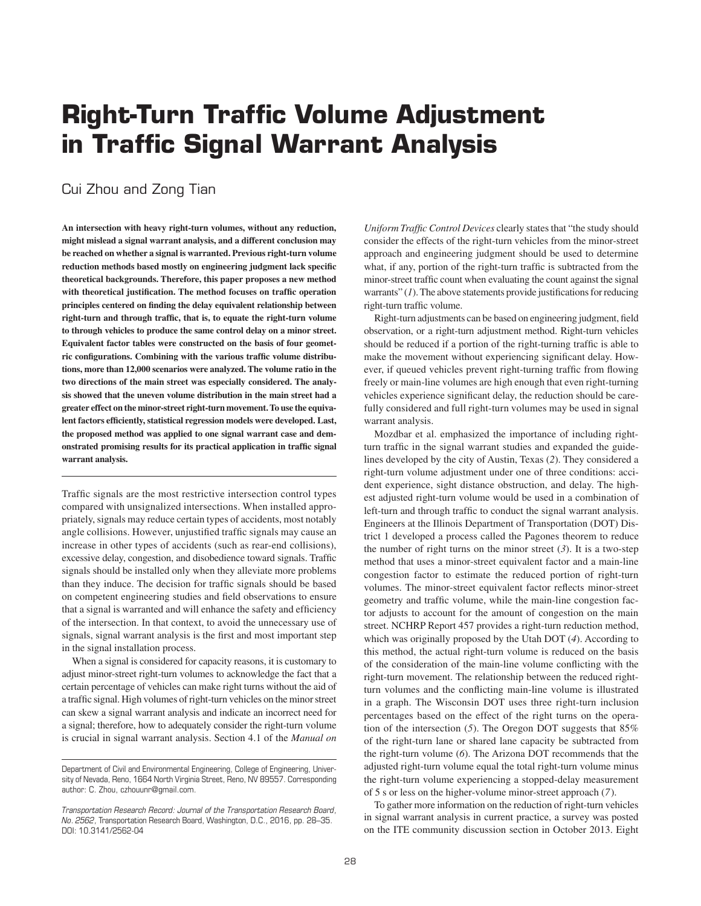# Right-Turn Traffic Volume Adjustment in Traffic Signal Warrant Analysis

Cui Zhou and Zong Tian

**An intersection with heavy right-turn volumes, without any reduction, might mislead a signal warrant analysis, and a different conclusion may be reached on whether a signal is warranted. Previous right-turn volume reduction methods based mostly on engineering judgment lack specific theoretical backgrounds. Therefore, this paper proposes a new method with theoretical justification. The method focuses on traffic operation principles centered on finding the delay equivalent relationship between right-turn and through traffic, that is, to equate the right-turn volume to through vehicles to produce the same control delay on a minor street. Equivalent factor tables were constructed on the basis of four geometric configurations. Combining with the various traffic volume distributions, more than 12,000 scenarios were analyzed. The volume ratio in the two directions of the main street was especially considered. The analysis showed that the uneven volume distribution in the main street had a greater effect on the minor-street right-turn movement. To use the equivalent factors efficiently, statistical regression models were developed. Last, the proposed method was applied to one signal warrant case and demonstrated promising results for its practical application in traffic signal warrant analysis.**

Traffic signals are the most restrictive intersection control types compared with unsignalized intersections. When installed appropriately, signals may reduce certain types of accidents, most notably angle collisions. However, unjustified traffic signals may cause an increase in other types of accidents (such as rear-end collisions), excessive delay, congestion, and disobedience toward signals. Traffic signals should be installed only when they alleviate more problems than they induce. The decision for traffic signals should be based on competent engineering studies and field observations to ensure that a signal is warranted and will enhance the safety and efficiency of the intersection. In that context, to avoid the unnecessary use of signals, signal warrant analysis is the first and most important step in the signal installation process.

When a signal is considered for capacity reasons, it is customary to adjust minor-street right-turn volumes to acknowledge the fact that a certain percentage of vehicles can make right turns without the aid of a traffic signal. High volumes of right-turn vehicles on the minor street can skew a signal warrant analysis and indicate an incorrect need for a signal; therefore, how to adequately consider the right-turn volume is crucial in signal warrant analysis. Section 4.1 of the *Manual on Uniform Traffic Control Devices* clearly states that "the study should consider the effects of the right-turn vehicles from the minor-street approach and engineering judgment should be used to determine what, if any, portion of the right-turn traffic is subtracted from the minor-street traffic count when evaluating the count against the signal warrants" (*1*). The above statements provide justifications for reducing right-turn traffic volume.

Right-turn adjustments can be based on engineering judgment, field observation, or a right-turn adjustment method. Right-turn vehicles should be reduced if a portion of the right-turning traffic is able to make the movement without experiencing significant delay. However, if queued vehicles prevent right-turning traffic from flowing freely or main-line volumes are high enough that even right-turning vehicles experience significant delay, the reduction should be carefully considered and full right-turn volumes may be used in signal warrant analysis.

Mozdbar et al. emphasized the importance of including right-turn traffic in the signal warrant studies and expanded the guidelines developed by the city of Austin, Texas (*2*). They considered a right-turn volume adjustment under one of three conditions: accident experience, sight distance obstruction, and delay. The highest adjusted right-turn volume would be used in a combination of left-turn and through traffic to conduct the signal warrant analysis. Engineers at the Illinois Department of Transportation (DOT) District 1 developed a process called the Pagones theorem to reduce the number of right turns on the minor street (*3*). It is a two-step method that uses a minor-street equivalent factor and a main-line congestion factor to estimate the reduced portion of right-turn volumes. The minor-street equivalent factor reflects minor-street geometry and traffic volume, while the main-line congestion factor adjusts to account for the amount of congestion on the main street. NCHRP Report 457 provides a right-turn reduction method, which was originally proposed by the Utah DOT (*4*). According to this method, the actual right-turn volume is reduced on the basis of the consideration of the main-line volume conflicting with the right-turn movement. The relationship between the reduced right-turn volumes and the conflicting main-line volume is illustrated in a graph. The Wisconsin DOT uses three right-turn inclusion percentages based on the effect of the right turns on the operation of the intersection (*5*). The Oregon DOT suggests that 85% of the right-turn lane or shared lane capacity be subtracted from the right-turn volume (*6*). The Arizona DOT recommends that the adjusted right-turn volume equal the total right-turn volume minus the right-turn volume experiencing a stopped-delay measurement of 5 s or less on the higher-volume minor-street approach (*7*).

To gather more information on the reduction of right-turn vehicles in signal warrant analysis in current practice, a survey was posted on the ITE community discussion section in October 2013. Eight

Department of Civil and Environmental Engineering, College of Engineering, University of Nevada, Reno, 1664 North Virginia Street, Reno, NV 89557. Corresponding author: C. Zhou, czhouunr@gmail.com.

*Transportation Research Record: Journal of the Transportation Research Board, No. 2562*, Transportation Research Board, Washington, D.C., 2016, pp. 28–35. DOI: 10.3141/2562-04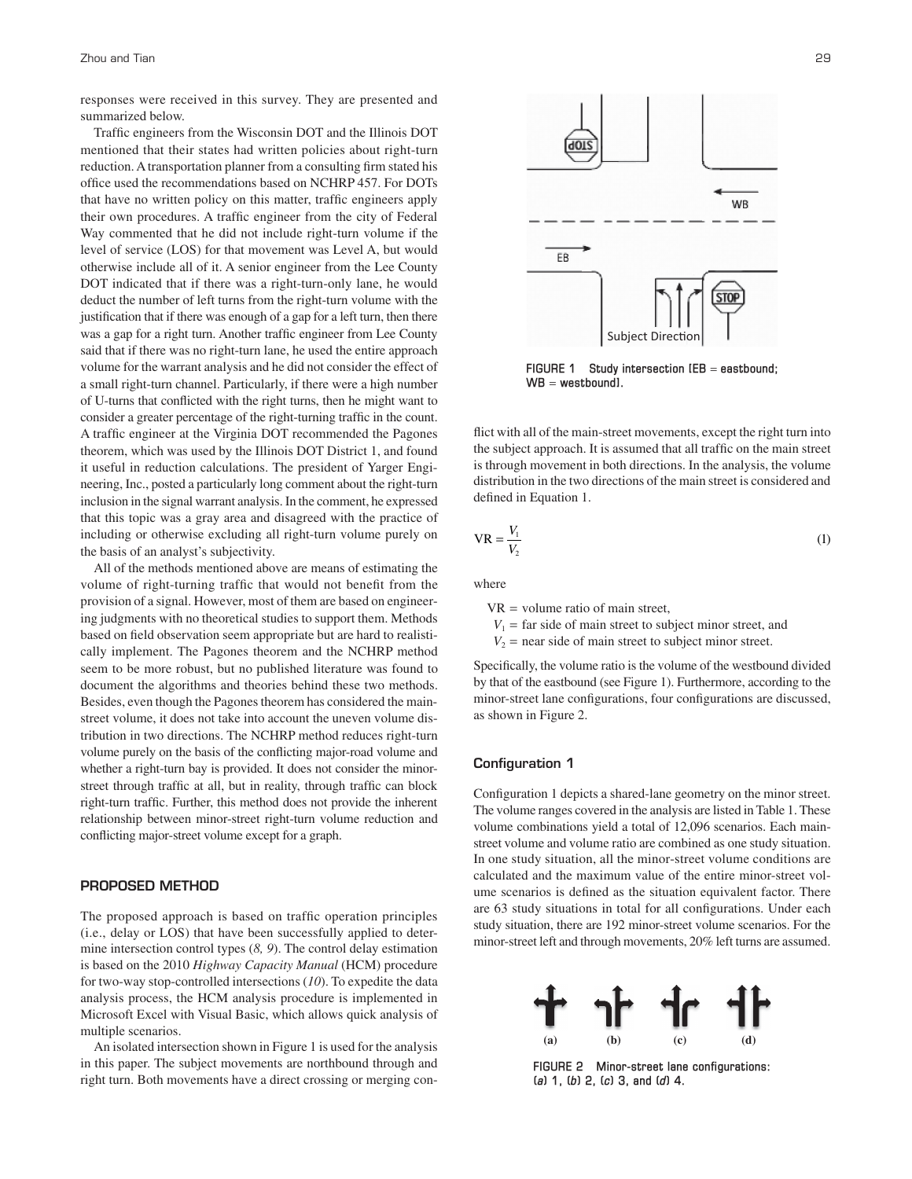responses were received in this survey. They are presented and summarized below.

Traffic engineers from the Wisconsin DOT and the Illinois DOT mentioned that their states had written policies about right-turn reduction. A transportation planner from a consulting firm stated his office used the recommendations based on NCHRP 457. For DOTs that have no written policy on this matter, traffic engineers apply their own procedures. A traffic engineer from the city of Federal Way commented that he did not include right-turn volume if the level of service (LOS) for that movement was Level A, but would otherwise include all of it. A senior engineer from the Lee County DOT indicated that if there was a right-turn-only lane, he would deduct the number of left turns from the right-turn volume with the justification that if there was enough of a gap for a left turn, then there was a gap for a right turn. Another traffic engineer from Lee County said that if there was no right-turn lane, he used the entire approach volume for the warrant analysis and he did not consider the effect of a small right-turn channel. Particularly, if there were a high number of U-turns that conflicted with the right turns, then he might want to consider a greater percentage of the right-turning traffic in the count. A traffic engineer at the Virginia DOT recommended the Pagones theorem, which was used by the Illinois DOT District 1, and found it useful in reduction calculations. The president of Yarger Engineering, Inc., posted a particularly long comment about the right-turn inclusion in the signal warrant analysis. In the comment, he expressed that this topic was a gray area and disagreed with the practice of including or otherwise excluding all right-turn volume purely on the basis of an analyst's subjectivity.

All of the methods mentioned above are means of estimating the volume of right-turning traffic that would not benefit from the provision of a signal. However, most of them are based on engineering judgments with no theoretical studies to support them. Methods based on field observation seem appropriate but are hard to realistically implement. The Pagones theorem and the NCHRP method seem to be more robust, but no published literature was found to document the algorithms and theories behind these two methods. Besides, even though the Pagones theorem has considered the main-street volume, it does not take into account the uneven volume distribution in two directions. The NCHRP method reduces right-turn volume purely on the basis of the conflicting major-road volume and whether a right-turn bay is provided. It does not consider the minor-street through traffic at all, but in reality, through traffic can block right-turn traffic. Further, this method does not provide the inherent relationship between minor-street right-turn volume reduction and conflicting major-street volume except for a graph.

## PROPOSED METHOD

The proposed approach is based on traffic operation principles (i.e., delay or LOS) that have been successfully applied to determine intersection control types (*8, 9*). The control delay estimation is based on the 2010 *Highway Capacity Manual* (HCM) procedure for two-way stop-controlled intersections (*10*). To expedite the data analysis process, the HCM analysis procedure is implemented in Microsoft Excel with Visual Basic, which allows quick analysis of multiple scenarios.

An isolated intersection shown in Figure 1 is used for the analysis in this paper. The subject movements are northbound through and right turn. Both movements have a direct crossing or merging conflict with all of the main-street movements, except the right turn into the subject approach. It is assumed that all traffic on the main street is through movement in both directions. In the analysis, the volume distribution in the two directions of the main street is considered and defined in Equation 1.

FIGURE 1 Study intersection (EB = eastbound; WB = westbound).

$$\text{VR} = \frac{V_1}{V_2} \tag{1}$$

where

VR = volume ratio of main street,
$V_1$ = far side of main street to subject minor street, and
$V_2$ = near side of main street to subject minor street.

Specifically, the volume ratio is the volume of the westbound divided by that of the eastbound (see Figure 1). Furthermore, according to the minor-street lane configurations, four configurations are discussed, as shown in Figure 2.

### Configuration 1

Configuration 1 depicts a shared-lane geometry on the minor street. The volume ranges covered in the analysis are listed in Table 1. These volume combinations yield a total of 12,096 scenarios. Each main-street volume and volume ratio are combined as one study situation. In one study situation, all the minor-street volume conditions are calculated and the maximum value of the entire minor-street volume scenarios is defined as the situation equivalent factor. There are 63 study situations in total for all configurations. Under each study situation, there are 192 minor-street volume scenarios. For the minor-street left and through movements, 20% left turns are assumed.

FIGURE 2 Minor-street lane configurations: (*a*) 1, (*b*) 2, (*c*) 3, and (*d*) 4.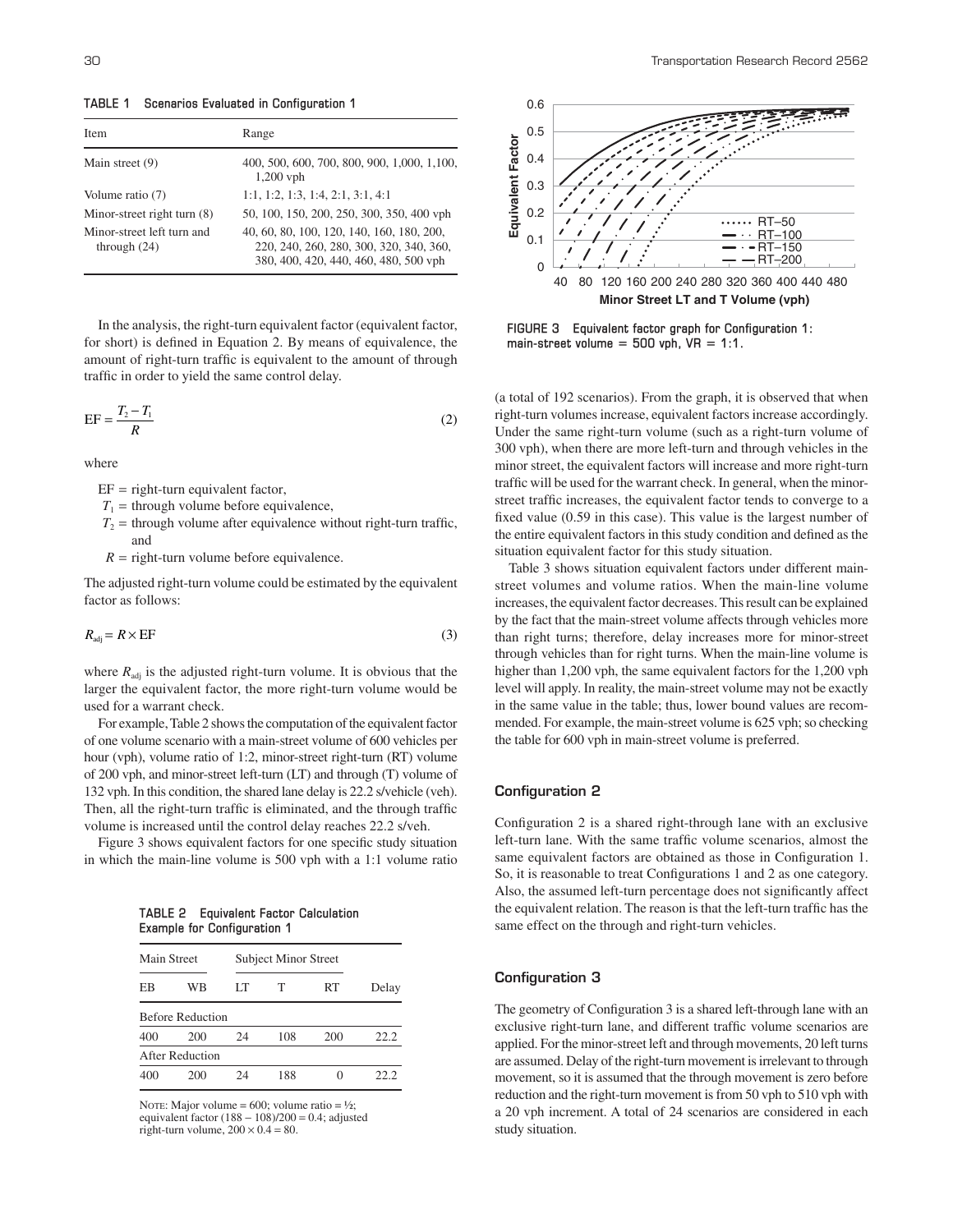TABLE 1 Scenarios Evaluated in Configuration 1

| Item | Range |
| --- | --- |
| Main street (9) | 400, 500, 600, 700, 800, 900, 1,000, 1,100, 1,200 vph |
| Volume ratio (7) | 1:1, 1:2, 1:3, 1:4, 2:1, 3:1, 4:1 |
| Minor-street right turn (8) | 50, 100, 150, 200, 250, 300, 350, 400 vph |
| Minor-street left turn and through (24) | 40, 60, 80, 100, 120, 140, 160, 180, 200, 220, 240, 260, 280, 300, 320, 340, 360, 380, 400, 420, 440, 460, 480, 500 vph |

In the analysis, the right-turn equivalent factor (equivalent factor, for short) is defined in Equation 2. By means of equivalence, the amount of right-turn traffic is equivalent to the amount of through traffic in order to yield the same control delay.

$$\text{EF} = \frac{T_2 - T_1}{R} \tag{2}$$

where

- EF = right-turn equivalent factor,
- $T_1$ = through volume before equivalence,
- $T_2$ = through volume after equivalence without right-turn traffic, and
- $R$ = right-turn volume before equivalence.

The adjusted right-turn volume could be estimated by the equivalent factor as follows:

$$R_{\text{adj}} = R \times \text{EF} \tag{3}$$

where $R_{\text{adj}}$ is the adjusted right-turn volume. It is obvious that the larger the equivalent factor, the more right-turn volume would be used for a warrant check.

For example, Table 2 shows the computation of the equivalent factor of one volume scenario with a main-street volume of 600 vehicles per hour (vph), volume ratio of 1:2, minor-street right-turn (RT) volume of 200 vph, and minor-street left-turn (LT) and through (T) volume of 132 vph. In this condition, the shared lane delay is 22.2 s/vehicle (veh). Then, all the right-turn traffic is eliminated, and the through traffic volume is increased until the control delay reaches 22.2 s/veh.

Figure 3 shows equivalent factors for one specific study situation in which the main-line volume is 500 vph with a 1:1 volume ratio

TABLE 2 Equivalent Factor Calculation Example for Configuration 1

| Main Street | | Subject Minor Street | | | |
| --- | --- | --- | --- | --- | --- |
| EB | WB | LT | T | RT | Delay |
| Before Reduction | | | | | |
| 400 | 200 | 24 | 108 | 200 | 22.2 |
| After Reduction | | | | | |
| 400 | 200 | 24 | 188 | 0 | 22.2 |

NOTE: Major volume = 600; volume ratio = ½; equivalent factor (188 − 108)/200 = 0.4; adjusted right-turn volume, 200 × 0.4 = 80.

FIGURE 3 Equivalent factor graph for Configuration 1: main-street volume = 500 vph, VR = 1:1.

(a total of 192 scenarios). From the graph, it is observed that when right-turn volumes increase, equivalent factors increase accordingly. Under the same right-turn volume (such as a right-turn volume of 300 vph), when there are more left-turn and through vehicles in the minor street, the equivalent factors will increase and more right-turn traffic will be used for the warrant check. In general, when the minor-street traffic increases, the equivalent factor tends to converge to a fixed value (0.59 in this case). This value is the largest number of the entire equivalent factors in this study condition and defined as the situation equivalent factor for this study situation.

Table 3 shows situation equivalent factors under different main-street volumes and volume ratios. When the main-line volume increases, the equivalent factor decreases. This result can be explained by the fact that the main-street volume affects through vehicles more than right turns; therefore, delay increases more for minor-street through vehicles than for right turns. When the main-line volume is higher than 1,200 vph, the same equivalent factors for the 1,200 vph level will apply. In reality, the main-street volume may not be exactly in the same value in the table; thus, lower bound values are recommended. For example, the main-street volume is 625 vph; so checking the table for 600 vph in main-street volume is preferred.

### Configuration 2

Configuration 2 is a shared right-through lane with an exclusive left-turn lane. With the same traffic volume scenarios, almost the same equivalent factors are obtained as those in Configuration 1. So, it is reasonable to treat Configurations 1 and 2 as one category. Also, the assumed left-turn percentage does not significantly affect the equivalent relation. The reason is that the left-turn traffic has the same effect on the through and right-turn vehicles.

### Configuration 3

The geometry of Configuration 3 is a shared left-through lane with an exclusive right-turn lane, and different traffic volume scenarios are applied. For the minor-street left and through movements, 20 left turns are assumed. Delay of the right-turn movement is irrelevant to through movement, so it is assumed that the through movement is zero before reduction and the right-turn movement is from 50 vph to 510 vph with a 20 vph increment. A total of 24 scenarios are considered in each study situation.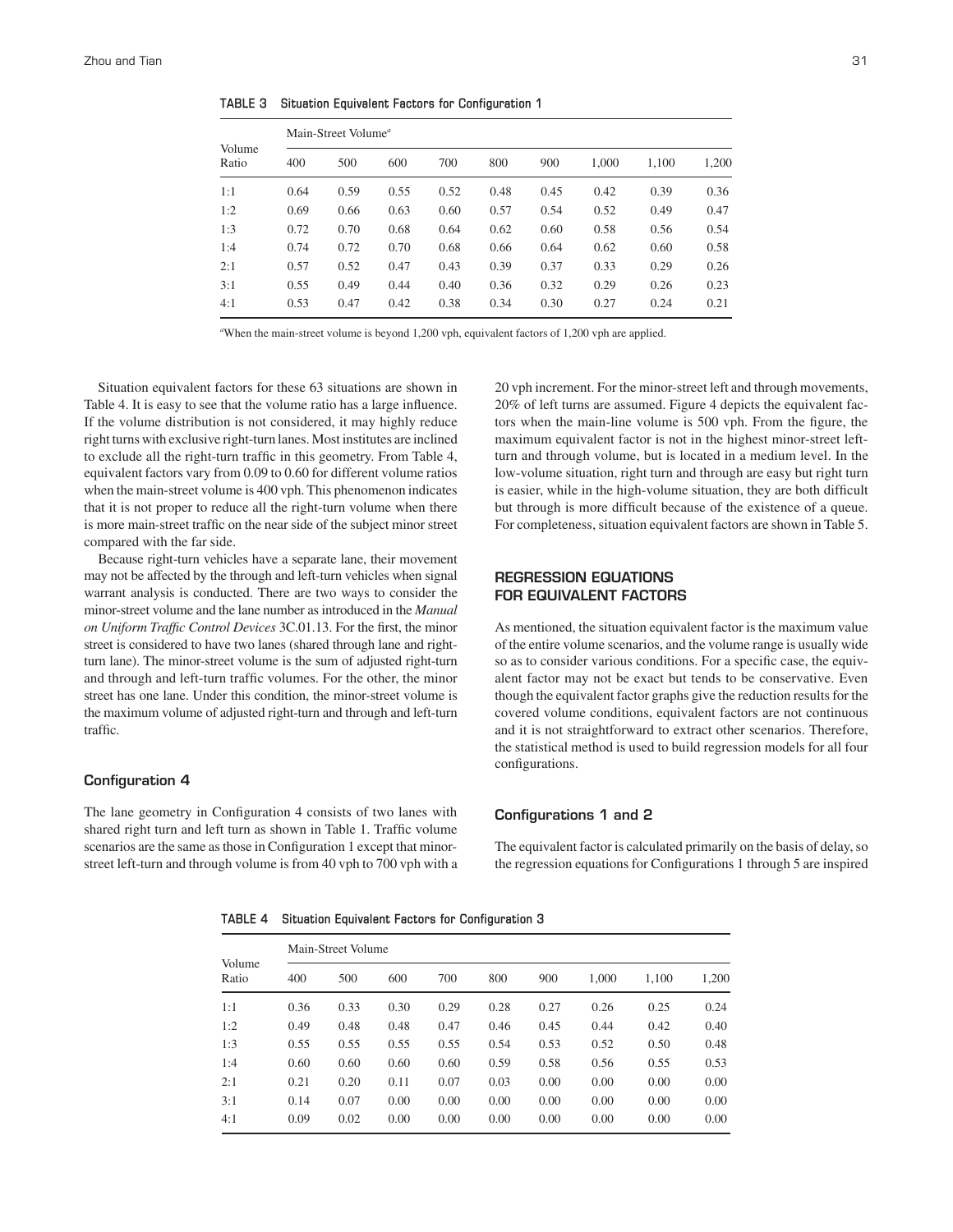TABLE 3 Situation Equivalent Factors for Configuration 1

| Volume Ratio | Main-Street Volume[a] | | | | | | | | |
|---|---|---|---|---|---|---|---|---|---|
| | 400 | 500 | 600 | 700 | 800 | 900 | 1,000 | 1,100 | 1,200 |
| 1:1 | 0.64 | 0.59 | 0.55 | 0.52 | 0.48 | 0.45 | 0.42 | 0.39 | 0.36 |
| 1:2 | 0.69 | 0.66 | 0.63 | 0.60 | 0.57 | 0.54 | 0.52 | 0.49 | 0.47 |
| 1:3 | 0.72 | 0.70 | 0.68 | 0.64 | 0.62 | 0.60 | 0.58 | 0.56 | 0.54 |
| 1:4 | 0.74 | 0.72 | 0.70 | 0.68 | 0.66 | 0.64 | 0.62 | 0.60 | 0.58 |
| 2:1 | 0.57 | 0.52 | 0.47 | 0.43 | 0.39 | 0.37 | 0.33 | 0.29 | 0.26 |
| 3:1 | 0.55 | 0.49 | 0.44 | 0.40 | 0.36 | 0.32 | 0.29 | 0.26 | 0.23 |
| 4:1 | 0.53 | 0.47 | 0.42 | 0.38 | 0.34 | 0.30 | 0.27 | 0.24 | 0.21 |

[a]When the main-street volume is beyond 1,200 vph, equivalent factors of 1,200 vph are applied.

Situation equivalent factors for these 63 situations are shown in Table 4. It is easy to see that the volume ratio has a large influence. If the volume distribution is not considered, it may highly reduce right turns with exclusive right-turn lanes. Most institutes are inclined to exclude all the right-turn traffic in this geometry. From Table 4, equivalent factors vary from 0.09 to 0.60 for different volume ratios when the main-street volume is 400 vph. This phenomenon indicates that it is not proper to reduce all the right-turn volume when there is more main-street traffic on the near side of the subject minor street compared with the far side.

Because right-turn vehicles have a separate lane, their movement may not be affected by the through and left-turn vehicles when signal warrant analysis is conducted. There are two ways to consider the minor-street volume and the lane number as introduced in the *Manual on Uniform Traffic Control Devices* 3C.01.13. For the first, the minor street is considered to have two lanes (shared through lane and right-turn lane). The minor-street volume is the sum of adjusted right-turn and through and left-turn traffic volumes. For the other, the minor street has one lane. Under this condition, the minor-street volume is the maximum volume of adjusted right-turn and through and left-turn traffic.

### Configuration 4

The lane geometry in Configuration 4 consists of two lanes with shared right turn and left turn as shown in Table 1. Traffic volume scenarios are the same as those in Configuration 1 except that minor-street left-turn and through volume is from 40 vph to 700 vph with a 20 vph increment. For the minor-street left and through movements, 20% of left turns are assumed. Figure 4 depicts the equivalent factors when the main-line volume is 500 vph. From the figure, the maximum equivalent factor is not in the highest minor-street left-turn and through volume, but is located in a medium level. In the low-volume situation, right turn and through are easy but right turn is easier, while in the high-volume situation, they are both difficult but through is more difficult because of the existence of a queue. For completeness, situation equivalent factors are shown in Table 5.

## REGRESSION EQUATIONS FOR EQUIVALENT FACTORS

As mentioned, the situation equivalent factor is the maximum value of the entire volume scenarios, and the volume range is usually wide so as to consider various conditions. For a specific case, the equivalent factor may not be exact but tends to be conservative. Even though the equivalent factor graphs give the reduction results for the covered volume conditions, equivalent factors are not continuous and it is not straightforward to extract other scenarios. Therefore, the statistical method is used to build regression models for all four configurations.

### Configurations 1 and 2

The equivalent factor is calculated primarily on the basis of delay, so the regression equations for Configurations 1 through 5 are inspired

TABLE 4 Situation Equivalent Factors for Configuration 3

| Volume Ratio | Main-Street Volume | | | | | | | | |
|---|---|---|---|---|---|---|---|---|---|
| | 400 | 500 | 600 | 700 | 800 | 900 | 1,000 | 1,100 | 1,200 |
| 1:1 | 0.36 | 0.33 | 0.30 | 0.29 | 0.28 | 0.27 | 0.26 | 0.25 | 0.24 |
| 1:2 | 0.49 | 0.48 | 0.48 | 0.47 | 0.46 | 0.45 | 0.44 | 0.42 | 0.40 |
| 1:3 | 0.55 | 0.55 | 0.55 | 0.55 | 0.54 | 0.53 | 0.52 | 0.50 | 0.48 |
| 1:4 | 0.60 | 0.60 | 0.60 | 0.60 | 0.59 | 0.58 | 0.56 | 0.55 | 0.53 |
| 2:1 | 0.21 | 0.20 | 0.11 | 0.07 | 0.03 | 0.00 | 0.00 | 0.00 | 0.00 |
| 3:1 | 0.14 | 0.07 | 0.00 | 0.00 | 0.00 | 0.00 | 0.00 | 0.00 | 0.00 |
| 4:1 | 0.09 | 0.02 | 0.00 | 0.00 | 0.00 | 0.00 | 0.00 | 0.00 | 0.00 |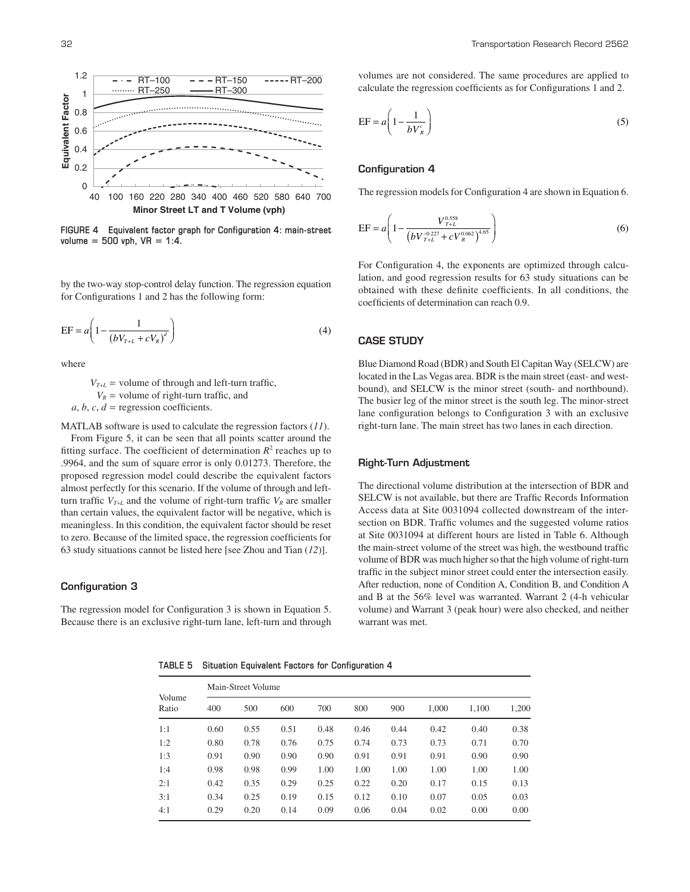FIGURE 4 Equivalent factor graph for Configuration 4: main-street volume = 500 vph, VR = 1:4.

by the two-way stop-control delay function. The regression equation for Configurations 1 and 2 has the following form:

$$\text{EF} = a\left(1 - \frac{1}{\left(bV_{T+L} + cV_R\right)^d}\right) \tag{4}$$

where

$V_{T+L}$ = volume of through and left-turn traffic,
$V_R$ = volume of right-turn traffic, and
$a$, $b$, $c$, $d$ = regression coefficients.

MATLAB software is used to calculate the regression factors (*11*).

From Figure 5, it can be seen that all points scatter around the fitting surface. The coefficient of determination $R^2$ reaches up to .9964, and the sum of square error is only 0.01273. Therefore, the proposed regression model could describe the equivalent factors almost perfectly for this scenario. If the volume of through and left-turn traffic $V_{T+L}$ and the volume of right-turn traffic $V_R$ are smaller than certain values, the equivalent factor will be negative, which is meaningless. In this condition, the equivalent factor should be reset to zero. Because of the limited space, the regression coefficients for 63 study situations cannot be listed here [see Zhou and Tian (*12*)].

### Configuration 3

The regression model for Configuration 3 is shown in Equation 5. Because there is an exclusive right-turn lane, left-turn and through volumes are not considered. The same procedures are applied to calculate the regression coefficients as for Configurations 1 and 2.

$$\text{EF} = a\left(1 - \frac{1}{bV_R^c}\right) \tag{5}$$

### Configuration 4

The regression models for Configuration 4 are shown in Equation 6.

$$\text{EF} = a\left(1 - \frac{V_{T+L}^{0.558}}{\left(bV_{T+L}^{-0.227} + cV_R^{0.062}\right)^{4.65}}\right) \tag{6}$$

For Configuration 4, the exponents are optimized through calculation, and good regression results for 63 study situations can be obtained with these definite coefficients. In all conditions, the coefficients of determination can reach 0.9.

## CASE STUDY

Blue Diamond Road (BDR) and South El Capitan Way (SELCW) are located in the Las Vegas area. BDR is the main street (east- and westbound), and SELCW is the minor street (south- and northbound). The busier leg of the minor street is the south leg. The minor-street lane configuration belongs to Configuration 3 with an exclusive right-turn lane. The main street has two lanes in each direction.

### Right-Turn Adjustment

The directional volume distribution at the intersection of BDR and SELCW is not available, but there are Traffic Records Information Access data at Site 0031094 collected downstream of the intersection on BDR. Traffic volumes and the suggested volume ratios at Site 0031094 at different hours are listed in Table 6. Although the main-street volume of the street was high, the westbound traffic volume of BDR was much higher so that the high volume of right-turn traffic in the subject minor street could enter the intersection easily. After reduction, none of Condition A, Condition B, and Condition A and B at the 56% level was warranted. Warrant 2 (4-h vehicular volume) and Warrant 3 (peak hour) were also checked, and neither warrant was met.

TABLE 5 Situation Equivalent Factors for Configuration 4

| Volume Ratio | Main-Street Volume | | | | | | | | |
|---|---|---|---|---|---|---|---|---|---|
| | 400 | 500 | 600 | 700 | 800 | 900 | 1,000 | 1,100 | 1,200 |
| 1:1 | 0.60 | 0.55 | 0.51 | 0.48 | 0.46 | 0.44 | 0.42 | 0.40 | 0.38 |
| 1:2 | 0.80 | 0.78 | 0.76 | 0.75 | 0.74 | 0.73 | 0.73 | 0.71 | 0.70 |
| 1:3 | 0.91 | 0.90 | 0.90 | 0.90 | 0.91 | 0.91 | 0.91 | 0.90 | 0.90 |
| 1:4 | 0.98 | 0.98 | 0.99 | 1.00 | 1.00 | 1.00 | 1.00 | 1.00 | 1.00 |
| 2:1 | 0.42 | 0.35 | 0.29 | 0.25 | 0.22 | 0.20 | 0.17 | 0.15 | 0.13 |
| 3:1 | 0.34 | 0.25 | 0.19 | 0.15 | 0.12 | 0.10 | 0.07 | 0.05 | 0.03 |
| 4:1 | 0.29 | 0.20 | 0.14 | 0.09 | 0.06 | 0.04 | 0.02 | 0.00 | 0.00 |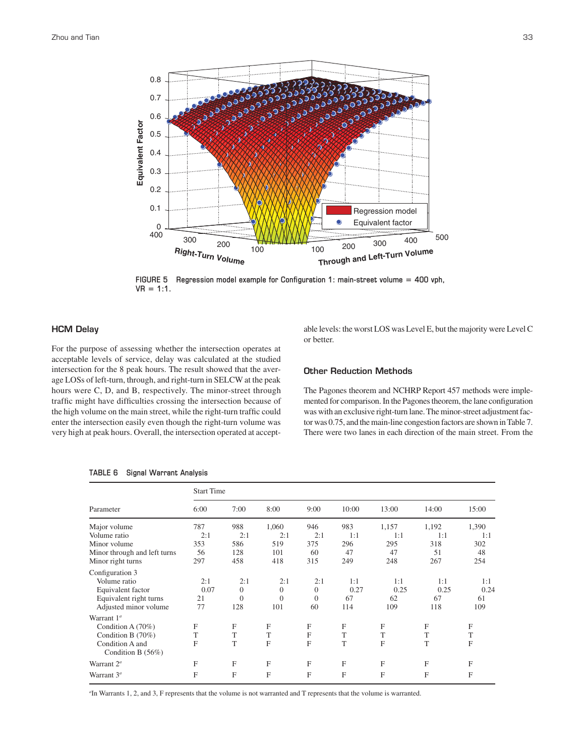FIGURE 5 Regression model example for Configuration 1: main-street volume = 400 vph, VR = 1:1.

### HCM Delay

For the purpose of assessing whether the intersection operates at acceptable levels of service, delay was calculated at the studied intersection for the 8 peak hours. The result showed that the average LOSs of left-turn, through, and right-turn in SELCW at the peak hours were C, D, and B, respectively. The minor-street through traffic might have difficulties crossing the intersection because of the high volume on the main street, while the right-turn traffic could enter the intersection easily even though the right-turn volume was very high at peak hours. Overall, the intersection operated at acceptable levels: the worst LOS was Level E, but the majority were Level C or better.

### Other Reduction Methods

The Pagones theorem and NCHRP Report 457 methods were implemented for comparison. In the Pagones theorem, the lane configuration was with an exclusive right-turn lane. The minor-street adjustment factor was 0.75, and the main-line congestion factors are shown in Table 7. There were two lanes in each direction of the main street. From the

TABLE 6 Signal Warrant Analysis

| Parameter | Start Time 6:00 | 7:00 | 8:00 | 9:00 | 10:00 | 13:00 | 14:00 | 15:00 |
|---|---|---|---|---|---|---|---|---|
| Major volume | 787 | 988 | 1,060 | 946 | 983 | 1,157 | 1,192 | 1,390 |
| Volume ratio | 2:1 | 2:1 | 2:1 | 2:1 | 1:1 | 1:1 | 1:1 | 1:1 |
| Minor volume | 353 | 586 | 519 | 375 | 296 | 295 | 318 | 302 |
| Minor through and left turns | 56 | 128 | 101 | 60 | 47 | 47 | 51 | 48 |
| Minor right turns | 297 | 458 | 418 | 315 | 249 | 248 | 267 | 254 |
| Configuration 3 | | | | | | | | |
| Volume ratio | 2:1 | 2:1 | 2:1 | 2:1 | 1:1 | 1:1 | 1:1 | 1:1 |
| Equivalent factor | 0.07 | 0 | 0 | 0 | 0.27 | 0.25 | 0.25 | 0.24 |
| Equivalent right turns | 21 | 0 | 0 | 0 | 67 | 62 | 67 | 61 |
| Adjusted minor volume | 77 | 128 | 101 | 60 | 114 | 109 | 118 | 109 |
| Warrant 1[a] | | | | | | | | |
| Condition A (70%) | F | F | F | F | F | F | F | F |
| Condition B (70%) | T | T | T | F | T | T | T | T |
| Condition A and Condition B (56%) | F | T | F | F | T | F | T | F |
| Warrant 2[a] | F | F | F | F | F | F | F | F |
| Warrant 3[a] | F | F | F | F | F | F | F | F |

[a]In Warrants 1, 2, and 3, F represents that the volume is not warranted and T represents that the volume is warranted.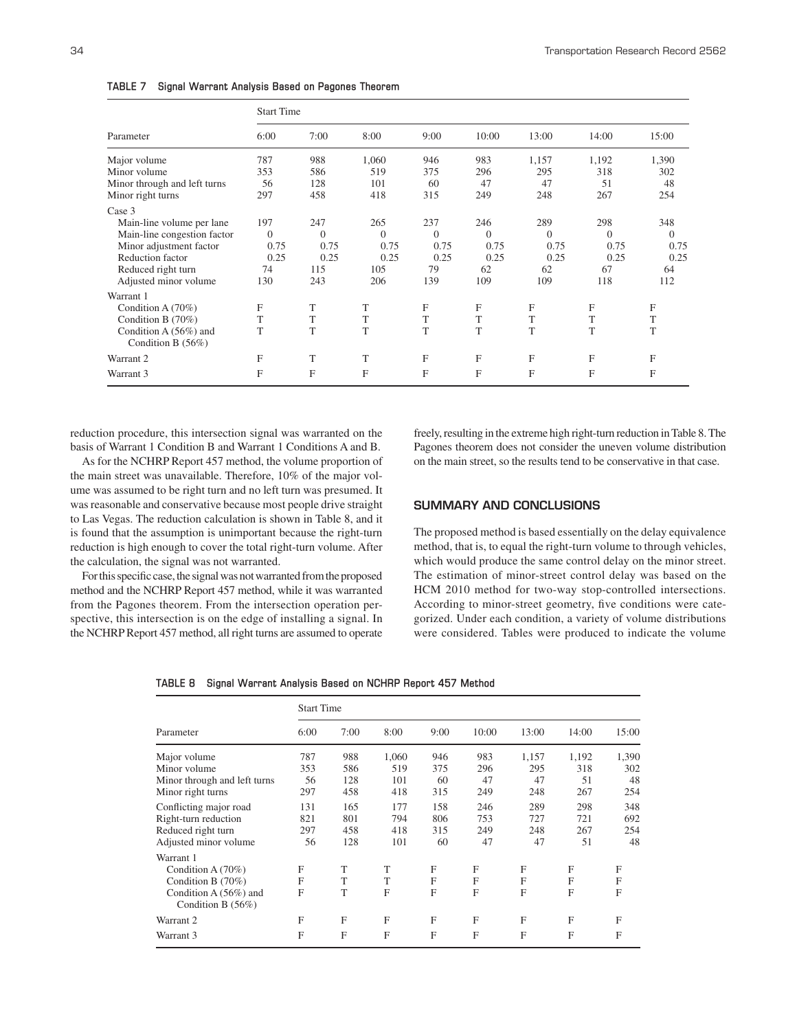TABLE 7 Signal Warrant Analysis Based on Pagones Theorem

| Parameter | Start Time | | | | | | | |
|---|---|---|---|---|---|---|---|---|
| | 6:00 | 7:00 | 8:00 | 9:00 | 10:00 | 13:00 | 14:00 | 15:00 |
| Major volume | 787 | 988 | 1,060 | 946 | 983 | 1,157 | 1,192 | 1,390 |
| Minor volume | 353 | 586 | 519 | 375 | 296 | 295 | 318 | 302 |
| Minor through and left turns | 56 | 128 | 101 | 60 | 47 | 47 | 51 | 48 |
| Minor right turns | 297 | 458 | 418 | 315 | 249 | 248 | 267 | 254 |
| Case 3 | | | | | | | | |
| Main-line volume per lane | 197 | 247 | 265 | 237 | 246 | 289 | 298 | 348 |
| Main-line congestion factor | 0 | 0 | 0 | 0 | 0 | 0 | 0 | 0 |
| Minor adjustment factor | 0.75 | 0.75 | 0.75 | 0.75 | 0.75 | 0.75 | 0.75 | 0.75 |
| Reduction factor | 0.25 | 0.25 | 0.25 | 0.25 | 0.25 | 0.25 | 0.25 | 0.25 |
| Reduced right turn | 74 | 115 | 105 | 79 | 62 | 62 | 67 | 64 |
| Adjusted minor volume | 130 | 243 | 206 | 139 | 109 | 109 | 118 | 112 |
| Warrant 1 | | | | | | | | |
| Condition A (70%) | F | T | T | F | F | F | F | F |
| Condition B (70%) | T | T | T | T | T | T | T | T |
| Condition A (56%) and Condition B (56%) | T | T | T | T | T | T | T | T |
| Warrant 2 | F | T | T | F | F | F | F | F |
| Warrant 3 | F | F | F | F | F | F | F | F |

reduction procedure, this intersection signal was warranted on the basis of Warrant 1 Condition B and Warrant 1 Conditions A and B.

As for the NCHRP Report 457 method, the volume proportion of the main street was unavailable. Therefore, 10% of the major volume was assumed to be right turn and no left turn was presumed. It was reasonable and conservative because most people drive straight to Las Vegas. The reduction calculation is shown in Table 8, and it is found that the assumption is unimportant because the right-turn reduction is high enough to cover the total right-turn volume. After the calculation, the signal was not warranted.

For this specific case, the signal was not warranted from the proposed method and the NCHRP Report 457 method, while it was warranted from the Pagones theorem. From the intersection operation perspective, this intersection is on the edge of installing a signal. In the NCHRP Report 457 method, all right turns are assumed to operate freely, resulting in the extreme high right-turn reduction in Table 8. The Pagones theorem does not consider the uneven volume distribution on the main street, so the results tend to be conservative in that case.

## SUMMARY AND CONCLUSIONS

The proposed method is based essentially on the delay equivalence method, that is, to equal the right-turn volume to through vehicles, which would produce the same control delay on the minor street. The estimation of minor-street control delay was based on the HCM 2010 method for two-way stop-controlled intersections. According to minor-street geometry, five conditions were categorized. Under each condition, a variety of volume distributions were considered. Tables were produced to indicate the volume

TABLE 8 Signal Warrant Analysis Based on NCHRP Report 457 Method

| Parameter | Start Time | | | | | | | |
|---|---|---|---|---|---|---|---|---|
| | 6:00 | 7:00 | 8:00 | 9:00 | 10:00 | 13:00 | 14:00 | 15:00 |
| Major volume | 787 | 988 | 1,060 | 946 | 983 | 1,157 | 1,192 | 1,390 |
| Minor volume | 353 | 586 | 519 | 375 | 296 | 295 | 318 | 302 |
| Minor through and left turns | 56 | 128 | 101 | 60 | 47 | 47 | 51 | 48 |
| Minor right turns | 297 | 458 | 418 | 315 | 249 | 248 | 267 | 254 |
| Conflicting major road | 131 | 165 | 177 | 158 | 246 | 289 | 298 | 348 |
| Right-turn reduction | 821 | 801 | 794 | 806 | 753 | 727 | 721 | 692 |
| Reduced right turn | 297 | 458 | 418 | 315 | 249 | 248 | 267 | 254 |
| Adjusted minor volume | 56 | 128 | 101 | 60 | 47 | 47 | 51 | 48 |
| Warrant 1 | | | | | | | | |
| Condition A (70%) | F | T | T | F | F | F | F | F |
| Condition B (70%) | F | T | T | F | F | F | F | F |
| Condition A (56%) and Condition B (56%) | F | T | F | F | F | F | F | F |
| Warrant 2 | F | F | F | F | F | F | F | F |
| Warrant 3 | F | F | F | F | F | F | F | F |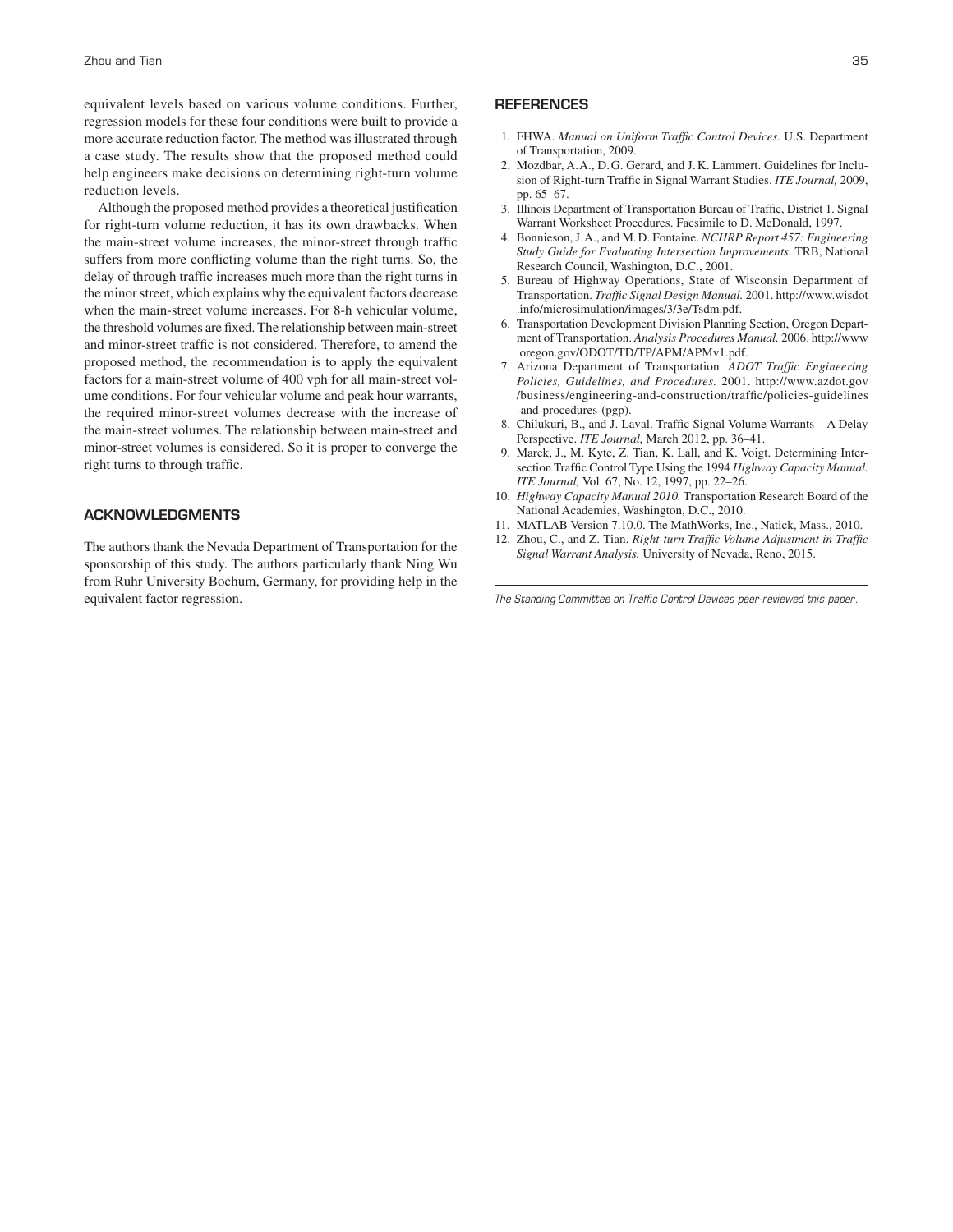equivalent levels based on various volume conditions. Further, regression models for these four conditions were built to provide a more accurate reduction factor. The method was illustrated through a case study. The results show that the proposed method could help engineers make decisions on determining right-turn volume reduction levels.

Although the proposed method provides a theoretical justification for right-turn volume reduction, it has its own drawbacks. When the main-street volume increases, the minor-street through traffic suffers from more conflicting volume than the right turns. So, the delay of through traffic increases much more than the right turns in the minor street, which explains why the equivalent factors decrease when the main-street volume increases. For 8-h vehicular volume, the threshold volumes are fixed. The relationship between main-street and minor-street traffic is not considered. Therefore, to amend the proposed method, the recommendation is to apply the equivalent factors for a main-street volume of 400 vph for all main-street volume conditions. For four vehicular volume and peak hour warrants, the required minor-street volumes decrease with the increase of the main-street volumes. The relationship between main-street and minor-street volumes is considered. So it is proper to converge the right turns to through traffic.

## ACKNOWLEDGMENTS

The authors thank the Nevada Department of Transportation for the sponsorship of this study. The authors particularly thank Ning Wu from Ruhr University Bochum, Germany, for providing help in the equivalent factor regression.

## REFERENCES

1. FHWA. *Manual on Uniform Traffic Control Devices.* U.S. Department of Transportation, 2009.
2. Mozdbar, A.A., D.G. Gerard, and J.K. Lammert. Guidelines for Inclusion of Right-turn Traffic in Signal Warrant Studies. *ITE Journal,* 2009, pp. 65–67.
3. Illinois Department of Transportation Bureau of Traffic, District 1. Signal Warrant Worksheet Procedures. Facsimile to D. McDonald, 1997.
4. Bonnieson, J.A., and M.D. Fontaine. *NCHRP Report 457: Engineering Study Guide for Evaluating Intersection Improvements.* TRB, National Research Council, Washington, D.C., 2001.
5. Bureau of Highway Operations, State of Wisconsin Department of Transportation. *Traffic Signal Design Manual.* 2001. http://www.wisdot.info/microsimulation/images/3/3e/Tsdm.pdf.
6. Transportation Development Division Planning Section, Oregon Department of Transportation. *Analysis Procedures Manual.* 2006. http://www.oregon.gov/ODOT/TD/TP/APM/APMv1.pdf.
7. Arizona Department of Transportation. *ADOT Traffic Engineering Policies, Guidelines, and Procedures.* 2001. http://www.azdot.gov/business/engineering-and-construction/traffic/policies-guidelines-and-procedures-(pgp).
8. Chilukuri, B., and J. Laval. Traffic Signal Volume Warrants—A Delay Perspective. *ITE Journal,* March 2012, pp. 36–41.
9. Marek, J., M. Kyte, Z. Tian, K. Lall, and K. Voigt. Determining Intersection Traffic Control Type Using the 1994 *Highway Capacity Manual. ITE Journal,* Vol. 67, No. 12, 1997, pp. 22–26.
10. *Highway Capacity Manual 2010.* Transportation Research Board of the National Academies, Washington, D.C., 2010.
11. MATLAB Version 7.10.0. The MathWorks, Inc., Natick, Mass., 2010.
12. Zhou, C., and Z. Tian. *Right-turn Traffic Volume Adjustment in Traffic Signal Warrant Analysis.* University of Nevada, Reno, 2015.

*The Standing Committee on Traffic Control Devices peer-reviewed this paper.*